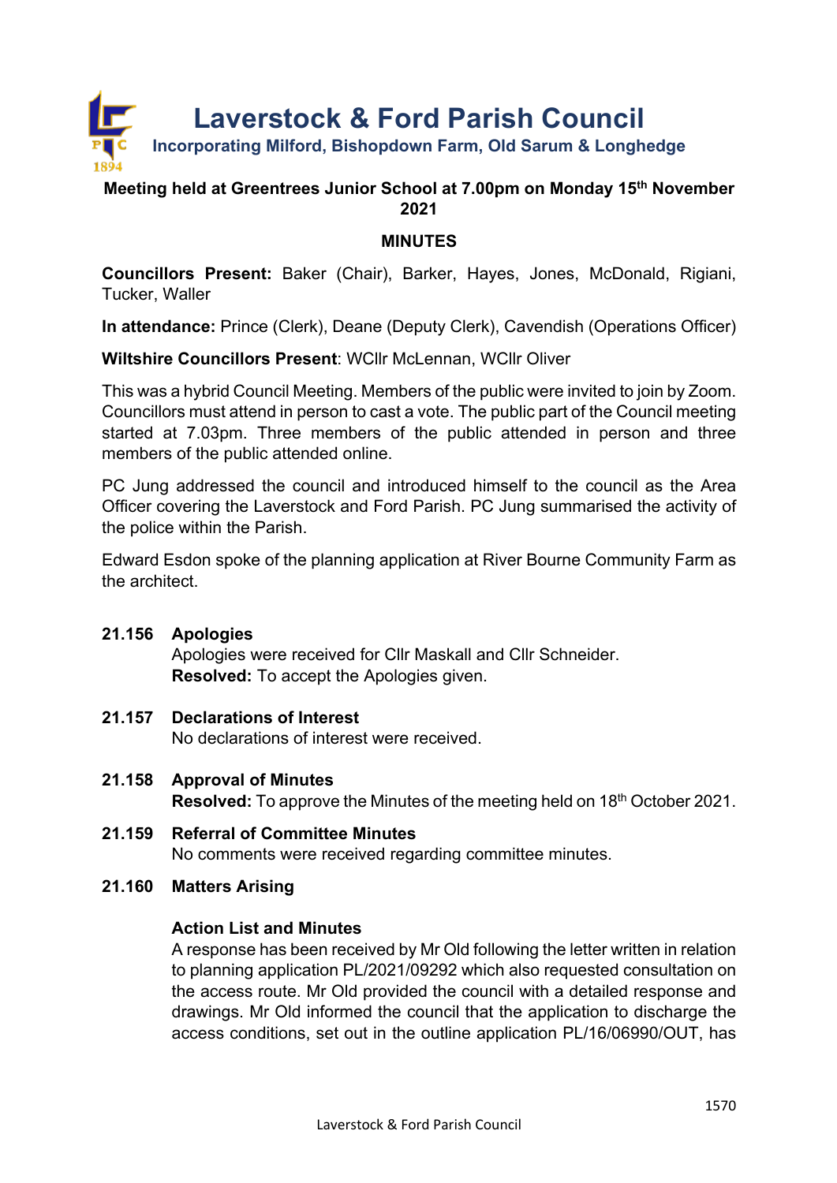# Laverstock & Ford Parish Council

**Incorporating Milford, Bishopdown Farm, Old Sarum & Longhedge**

**Meeting held at Greentrees Junior School at 7.00pm on Monday 15th November 2021**

## MINUTES

**Councillors Present:** Baker (Chair), Barker, Hayes, Jones, McDonald, Rigiani, Tucker, Waller

**In attendance:** Prince (Clerk), Deane (Deputy Clerk), Cavendish (Operations Officer)

**Wiltshire Councillors Present**: WCllr McLennan, WCllr Oliver

This was a hybrid Council Meeting. Members of the public were invited to join by Zoom. Councillors must attend in person to cast a vote. The public part of the Council meeting started at 7.03pm. Three members of the public attended in person and three members of the public attended online.

PC Jung addressed the council and introduced himself to the council as the Area Officer covering the Laverstock and Ford Parish. PC Jung summarised the activity of the police within the Parish.

Edward Esdon spoke of the planning application at River Bourne Community Farm as the architect.

**21.156 Apologies**

Apologies were received for Cllr Maskall and Cllr Schneider.
**Resolved:** To accept the Apologies given.

**21.157 Declarations of Interest**

No declarations of interest were received.

**21.158 Approval of Minutes**

**Resolved:** To approve the Minutes of the meeting held on 18th October 2021.

**21.159 Referral of Committee Minutes**

No comments were received regarding committee minutes.

**21.160 Matters Arising**

**Action List and Minutes**

A response has been received by Mr Old following the letter written in relation to planning application PL/2021/09292 which also requested consultation on the access route. Mr Old provided the council with a detailed response and drawings. Mr Old informed the council that the application to discharge the access conditions, set out in the outline application PL/16/06990/OUT, has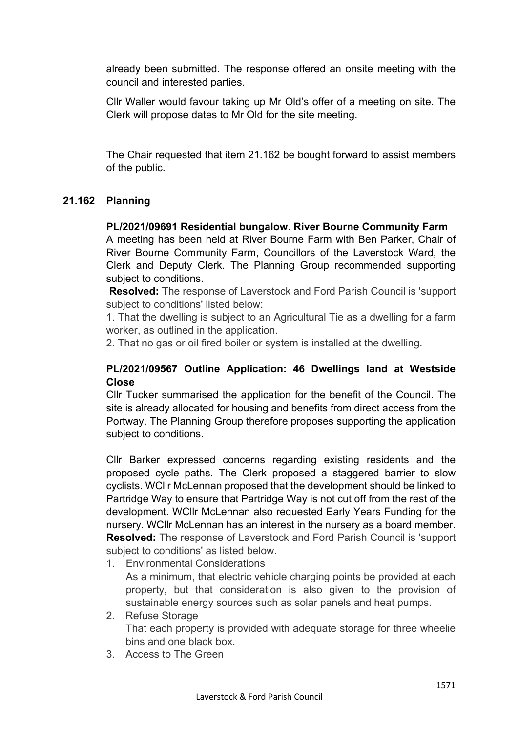already been submitted. The response offered an onsite meeting with the council and interested parties.

Cllr Waller would favour taking up Mr Old's offer of a meeting on site. The Clerk will propose dates to Mr Old for the site meeting.

The Chair requested that item 21.162 be bought forward to assist members of the public.

## 21.162 Planning

**PL/2021/09691 Residential bungalow. River Bourne Community Farm**

A meeting has been held at River Bourne Farm with Ben Parker, Chair of River Bourne Community Farm, Councillors of the Laverstock Ward, the Clerk and Deputy Clerk. The Planning Group recommended supporting subject to conditions.

**Resolved:** The response of Laverstock and Ford Parish Council is 'support subject to conditions' listed below:

1. That the dwelling is subject to an Agricultural Tie as a dwelling for a farm worker, as outlined in the application.
2. That no gas or oil fired boiler or system is installed at the dwelling.

**PL/2021/09567 Outline Application: 46 Dwellings land at Westside Close**

Cllr Tucker summarised the application for the benefit of the Council. The site is already allocated for housing and benefits from direct access from the Portway. The Planning Group therefore proposes supporting the application subject to conditions.

Cllr Barker expressed concerns regarding existing residents and the proposed cycle paths. The Clerk proposed a staggered barrier to slow cyclists. WCllr McLennan proposed that the development should be linked to Partridge Way to ensure that Partridge Way is not cut off from the rest of the development. WCllr McLennan also requested Early Years Funding for the nursery. WCllr McLennan has an interest in the nursery as a board member.

**Resolved:** The response of Laverstock and Ford Parish Council is 'support subject to conditions' as listed below.

1. Environmental Considerations
   As a minimum, that electric vehicle charging points be provided at each property, but that consideration is also given to the provision of sustainable energy sources such as solar panels and heat pumps.
2. Refuse Storage
   That each property is provided with adequate storage for three wheelie bins and one black box.
3. Access to The Green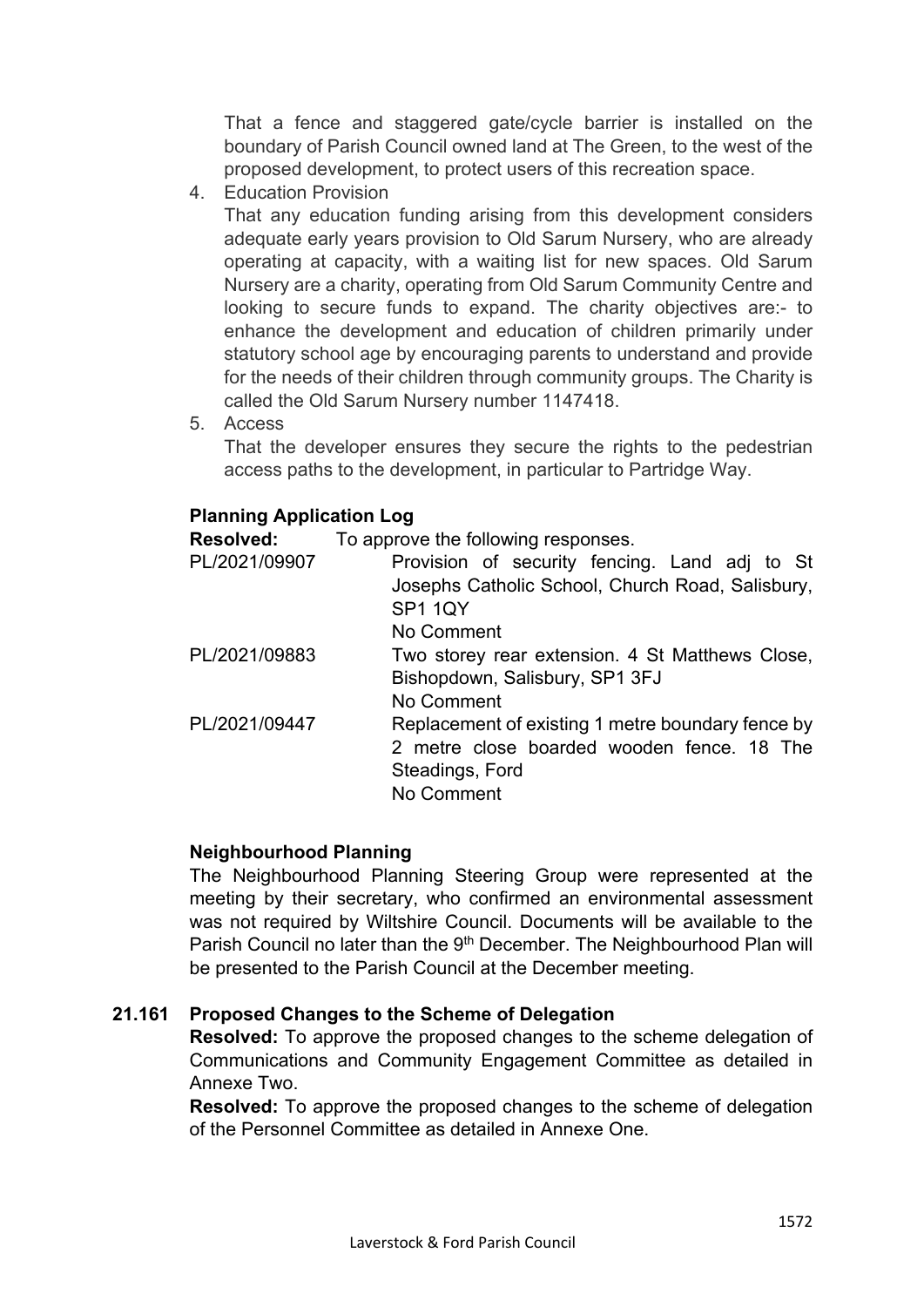That a fence and staggered gate/cycle barrier is installed on the boundary of Parish Council owned land at The Green, to the west of the proposed development, to protect users of this recreation space.

4. Education Provision
   That any education funding arising from this development considers adequate early years provision to Old Sarum Nursery, who are already operating at capacity, with a waiting list for new spaces. Old Sarum Nursery are a charity, operating from Old Sarum Community Centre and looking to secure funds to expand. The charity objectives are:- to enhance the development and education of children primarily under statutory school age by encouraging parents to understand and provide for the needs of their children through community groups. The Charity is called the Old Sarum Nursery number 1147418.
5. Access
   That the developer ensures they secure the rights to the pedestrian access paths to the development, in particular to Partridge Way.

**Planning Application Log**

**Resolved:** To approve the following responses.

PL/2021/09907 — Provision of security fencing. Land adj to St Josephs Catholic School, Church Road, Salisbury, SP1 1QY
No Comment

PL/2021/09883 — Two storey rear extension. 4 St Matthews Close, Bishopdown, Salisbury, SP1 3FJ
No Comment

PL/2021/09447 — Replacement of existing 1 metre boundary fence by 2 metre close boarded wooden fence. 18 The Steadings, Ford
No Comment

**Neighbourhood Planning**

The Neighbourhood Planning Steering Group were represented at the meeting by their secretary, who confirmed an environmental assessment was not required by Wiltshire Council. Documents will be available to the Parish Council no later than the 9th December. The Neighbourhood Plan will be presented to the Parish Council at the December meeting.

**21.161 Proposed Changes to the Scheme of Delegation**

**Resolved:** To approve the proposed changes to the scheme delegation of Communications and Community Engagement Committee as detailed in Annexe Two.

**Resolved:** To approve the proposed changes to the scheme of delegation of the Personnel Committee as detailed in Annexe One.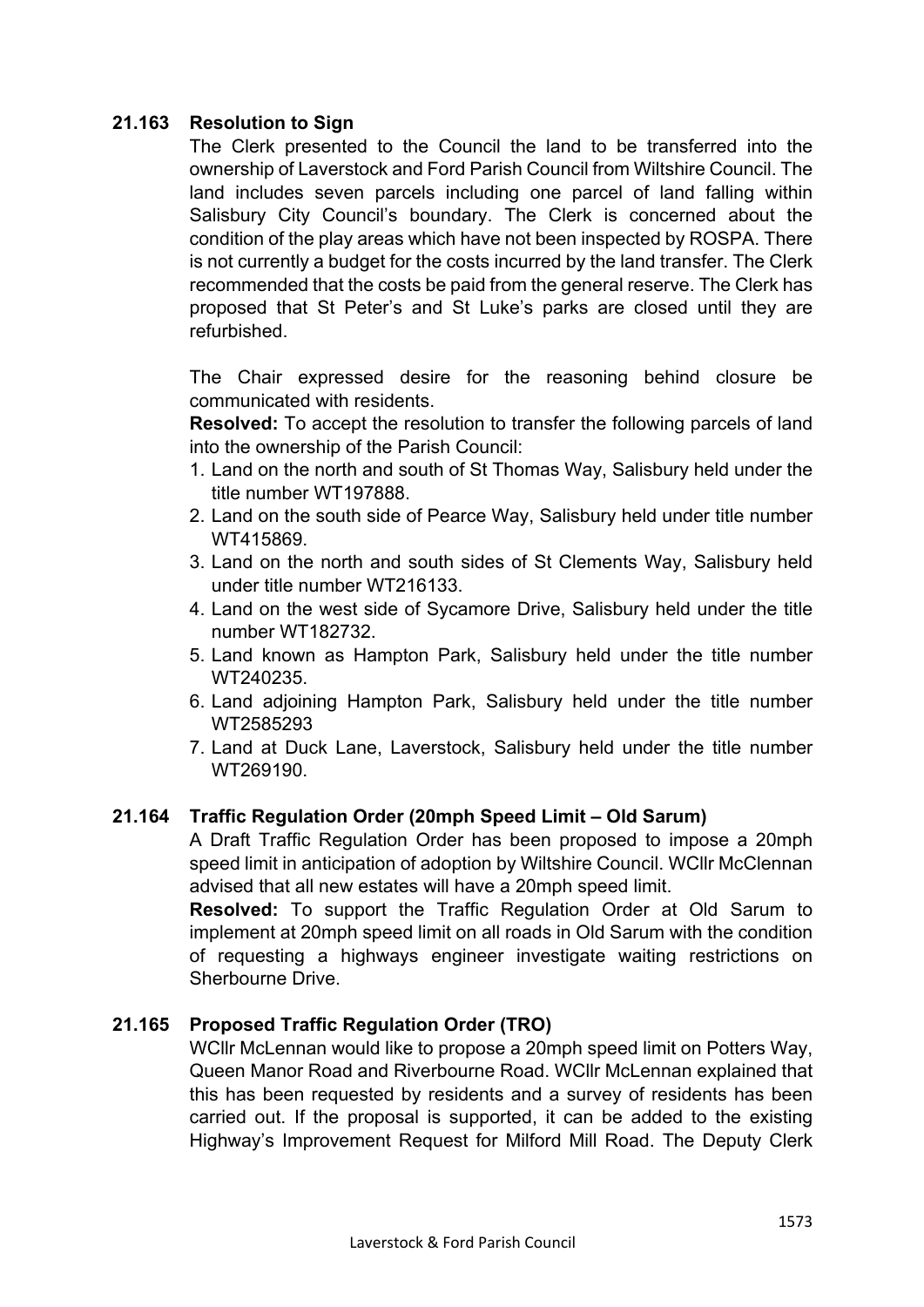**21.163 Resolution to Sign**

The Clerk presented to the Council the land to be transferred into the ownership of Laverstock and Ford Parish Council from Wiltshire Council. The land includes seven parcels including one parcel of land falling within Salisbury City Council's boundary. The Clerk is concerned about the condition of the play areas which have not been inspected by ROSPA. There is not currently a budget for the costs incurred by the land transfer. The Clerk recommended that the costs be paid from the general reserve. The Clerk has proposed that St Peter's and St Luke's parks are closed until they are refurbished.

The Chair expressed desire for the reasoning behind closure be communicated with residents.

**Resolved:** To accept the resolution to transfer the following parcels of land into the ownership of the Parish Council:

1. Land on the north and south of St Thomas Way, Salisbury held under the title number WT197888.
2. Land on the south side of Pearce Way, Salisbury held under title number WT415869.
3. Land on the north and south sides of St Clements Way, Salisbury held under title number WT216133.
4. Land on the west side of Sycamore Drive, Salisbury held under the title number WT182732.
5. Land known as Hampton Park, Salisbury held under the title number WT240235.
6. Land adjoining Hampton Park, Salisbury held under the title number WT2585293
7. Land at Duck Lane, Laverstock, Salisbury held under the title number WT269190.

**21.164 Traffic Regulation Order (20mph Speed Limit – Old Sarum)**

A Draft Traffic Regulation Order has been proposed to impose a 20mph speed limit in anticipation of adoption by Wiltshire Council. WCllr McClennan advised that all new estates will have a 20mph speed limit.

**Resolved:** To support the Traffic Regulation Order at Old Sarum to implement at 20mph speed limit on all roads in Old Sarum with the condition of requesting a highways engineer investigate waiting restrictions on Sherbourne Drive.

**21.165 Proposed Traffic Regulation Order (TRO)**

WCllr McLennan would like to propose a 20mph speed limit on Potters Way, Queen Manor Road and Riverbourne Road. WCllr McLennan explained that this has been requested by residents and a survey of residents has been carried out. If the proposal is supported, it can be added to the existing Highway's Improvement Request for Milford Mill Road. The Deputy Clerk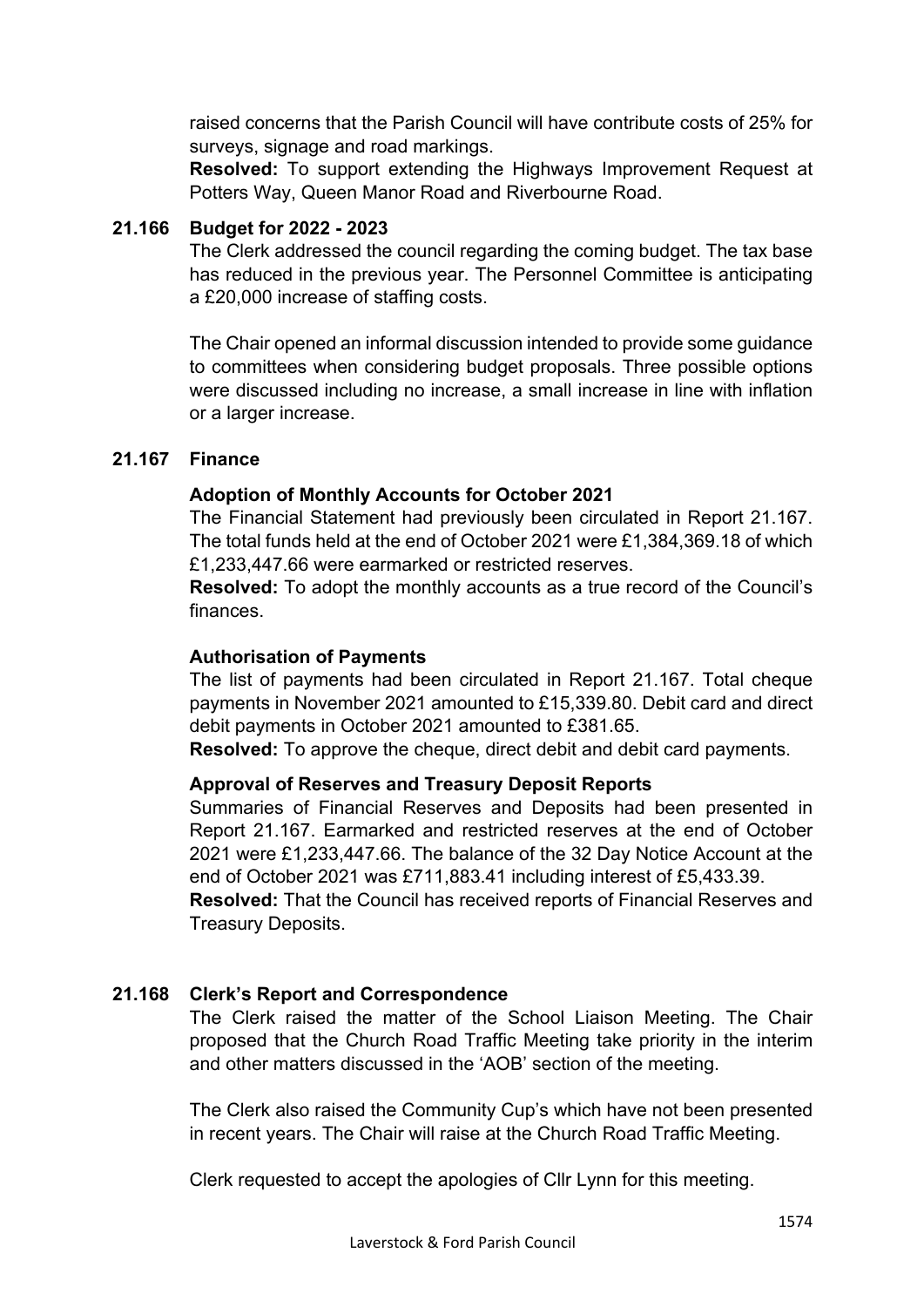raised concerns that the Parish Council will have contribute costs of 25% for surveys, signage and road markings.

**Resolved:** To support extending the Highways Improvement Request at Potters Way, Queen Manor Road and Riverbourne Road.

**21.166 Budget for 2022 - 2023**

The Clerk addressed the council regarding the coming budget. The tax base has reduced in the previous year. The Personnel Committee is anticipating a £20,000 increase of staffing costs.

The Chair opened an informal discussion intended to provide some guidance to committees when considering budget proposals. Three possible options were discussed including no increase, a small increase in line with inflation or a larger increase.

**21.167 Finance**

**Adoption of Monthly Accounts for October 2021**

The Financial Statement had previously been circulated in Report 21.167. The total funds held at the end of October 2021 were £1,384,369.18 of which £1,233,447.66 were earmarked or restricted reserves.

**Resolved:** To adopt the monthly accounts as a true record of the Council's finances.

**Authorisation of Payments**

The list of payments had been circulated in Report 21.167. Total cheque payments in November 2021 amounted to £15,339.80. Debit card and direct debit payments in October 2021 amounted to £381.65.

**Resolved:** To approve the cheque, direct debit and debit card payments.

**Approval of Reserves and Treasury Deposit Reports**

Summaries of Financial Reserves and Deposits had been presented in Report 21.167. Earmarked and restricted reserves at the end of October 2021 were £1,233,447.66. The balance of the 32 Day Notice Account at the end of October 2021 was £711,883.41 including interest of £5,433.39.

**Resolved:** That the Council has received reports of Financial Reserves and Treasury Deposits.

**21.168 Clerk's Report and Correspondence**

The Clerk raised the matter of the School Liaison Meeting. The Chair proposed that the Church Road Traffic Meeting take priority in the interim and other matters discussed in the 'AOB' section of the meeting.

The Clerk also raised the Community Cup's which have not been presented in recent years. The Chair will raise at the Church Road Traffic Meeting.

Clerk requested to accept the apologies of Cllr Lynn for this meeting.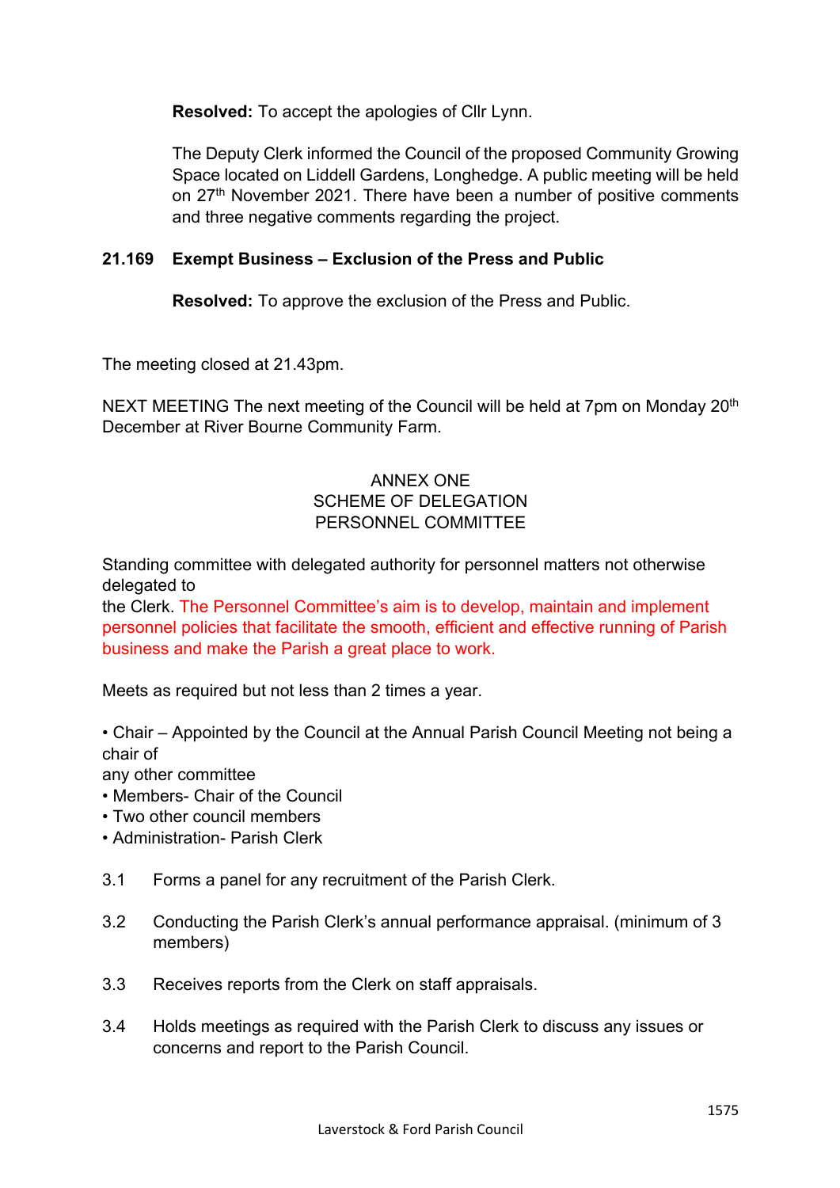**Resolved:** To accept the apologies of Cllr Lynn.

The Deputy Clerk informed the Council of the proposed Community Growing Space located on Liddell Gardens, Longhedge. A public meeting will be held on 27th November 2021. There have been a number of positive comments and three negative comments regarding the project.

**21.169 Exempt Business – Exclusion of the Press and Public**

**Resolved:** To approve the exclusion of the Press and Public.

The meeting closed at 21.43pm.

NEXT MEETING The next meeting of the Council will be held at 7pm on Monday 20th December at River Bourne Community Farm.

ANNEX ONE
SCHEME OF DELEGATION
PERSONNEL COMMITTEE

Standing committee with delegated authority for personnel matters not otherwise delegated to
the Clerk. The Personnel Committee's aim is to develop, maintain and implement personnel policies that facilitate the smooth, efficient and effective running of Parish business and make the Parish a great place to work.

Meets as required but not less than 2 times a year.

- Chair – Appointed by the Council at the Annual Parish Council Meeting not being a chair of
any other committee
- Members- Chair of the Council
- Two other council members
- Administration- Parish Clerk

3.1 Forms a panel for any recruitment of the Parish Clerk.

3.2 Conducting the Parish Clerk's annual performance appraisal. (minimum of 3 members)

3.3 Receives reports from the Clerk on staff appraisals.

3.4 Holds meetings as required with the Parish Clerk to discuss any issues or concerns and report to the Parish Council.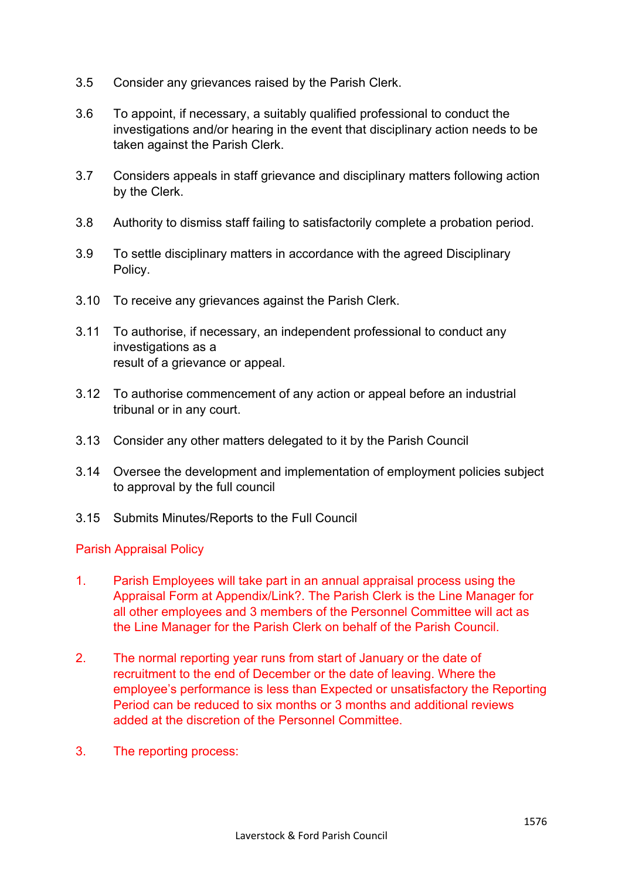3.5 Consider any grievances raised by the Parish Clerk.

3.6 To appoint, if necessary, a suitably qualified professional to conduct the investigations and/or hearing in the event that disciplinary action needs to be taken against the Parish Clerk.

3.7 Considers appeals in staff grievance and disciplinary matters following action by the Clerk.

3.8 Authority to dismiss staff failing to satisfactorily complete a probation period.

3.9 To settle disciplinary matters in accordance with the agreed Disciplinary Policy.

3.10 To receive any grievances against the Parish Clerk.

3.11 To authorise, if necessary, an independent professional to conduct any investigations as a
result of a grievance or appeal.

3.12 To authorise commencement of any action or appeal before an industrial tribunal or in any court.

3.13 Consider any other matters delegated to it by the Parish Council

3.14 Oversee the development and implementation of employment policies subject to approval by the full council

3.15 Submits Minutes/Reports to the Full Council

## Parish Appraisal Policy

1. Parish Employees will take part in an annual appraisal process using the Appraisal Form at Appendix/Link?. The Parish Clerk is the Line Manager for all other employees and 3 members of the Personnel Committee will act as the Line Manager for the Parish Clerk on behalf of the Parish Council.

2. The normal reporting year runs from start of January or the date of recruitment to the end of December or the date of leaving. Where the employee's performance is less than Expected or unsatisfactory the Reporting Period can be reduced to six months or 3 months and additional reviews added at the discretion of the Personnel Committee.

3. The reporting process: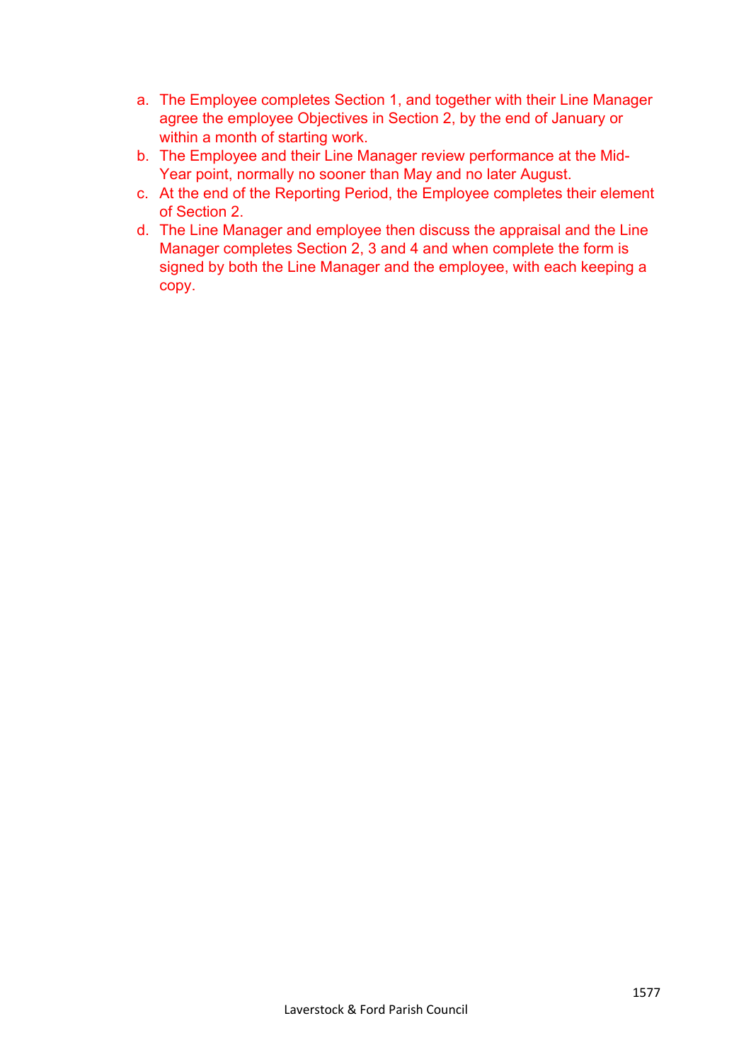a. The Employee completes Section 1, and together with their Line Manager agree the employee Objectives in Section 2, by the end of January or within a month of starting work.
b. The Employee and their Line Manager review performance at the Mid-Year point, normally no sooner than May and no later August.
c. At the end of the Reporting Period, the Employee completes their element of Section 2.
d. The Line Manager and employee then discuss the appraisal and the Line Manager completes Section 2, 3 and 4 and when complete the form is signed by both the Line Manager and the employee, with each keeping a copy.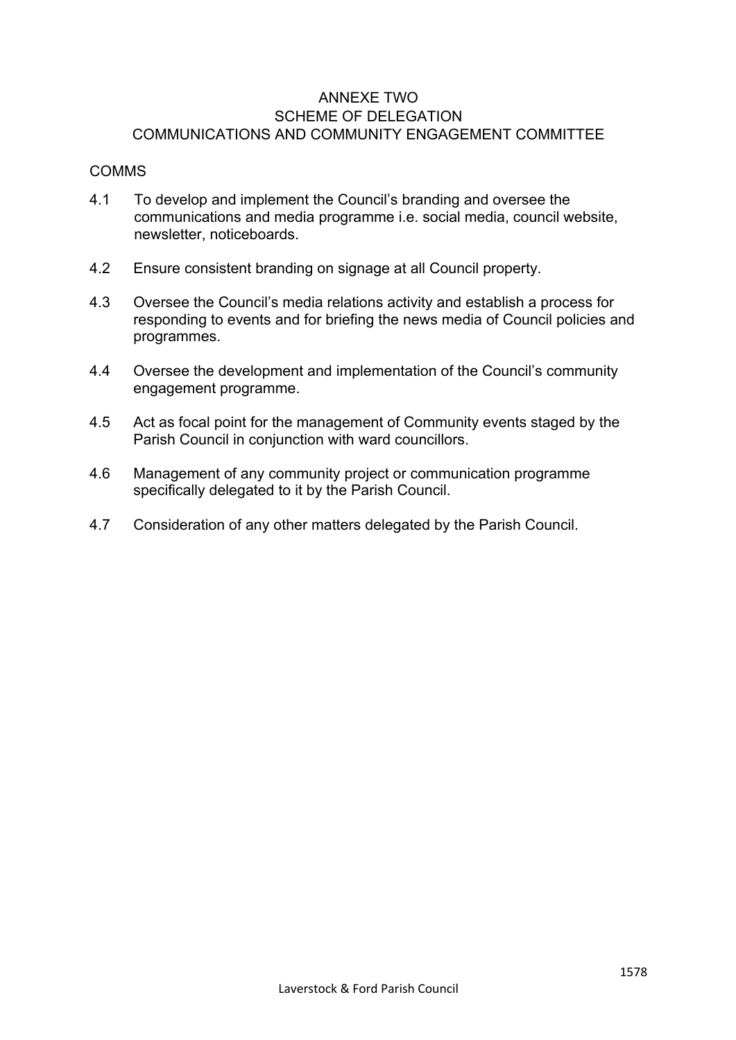# ANNEXE TWO
## SCHEME OF DELEGATION
## COMMUNICATIONS AND COMMUNITY ENGAGEMENT COMMITTEE

COMMS

4.1 To develop and implement the Council's branding and oversee the communications and media programme i.e. social media, council website, newsletter, noticeboards.

4.2 Ensure consistent branding on signage at all Council property.

4.3 Oversee the Council's media relations activity and establish a process for responding to events and for briefing the news media of Council policies and programmes.

4.4 Oversee the development and implementation of the Council's community engagement programme.

4.5 Act as focal point for the management of Community events staged by the Parish Council in conjunction with ward councillors.

4.6 Management of any community project or communication programme specifically delegated to it by the Parish Council.

4.7 Consideration of any other matters delegated by the Parish Council.